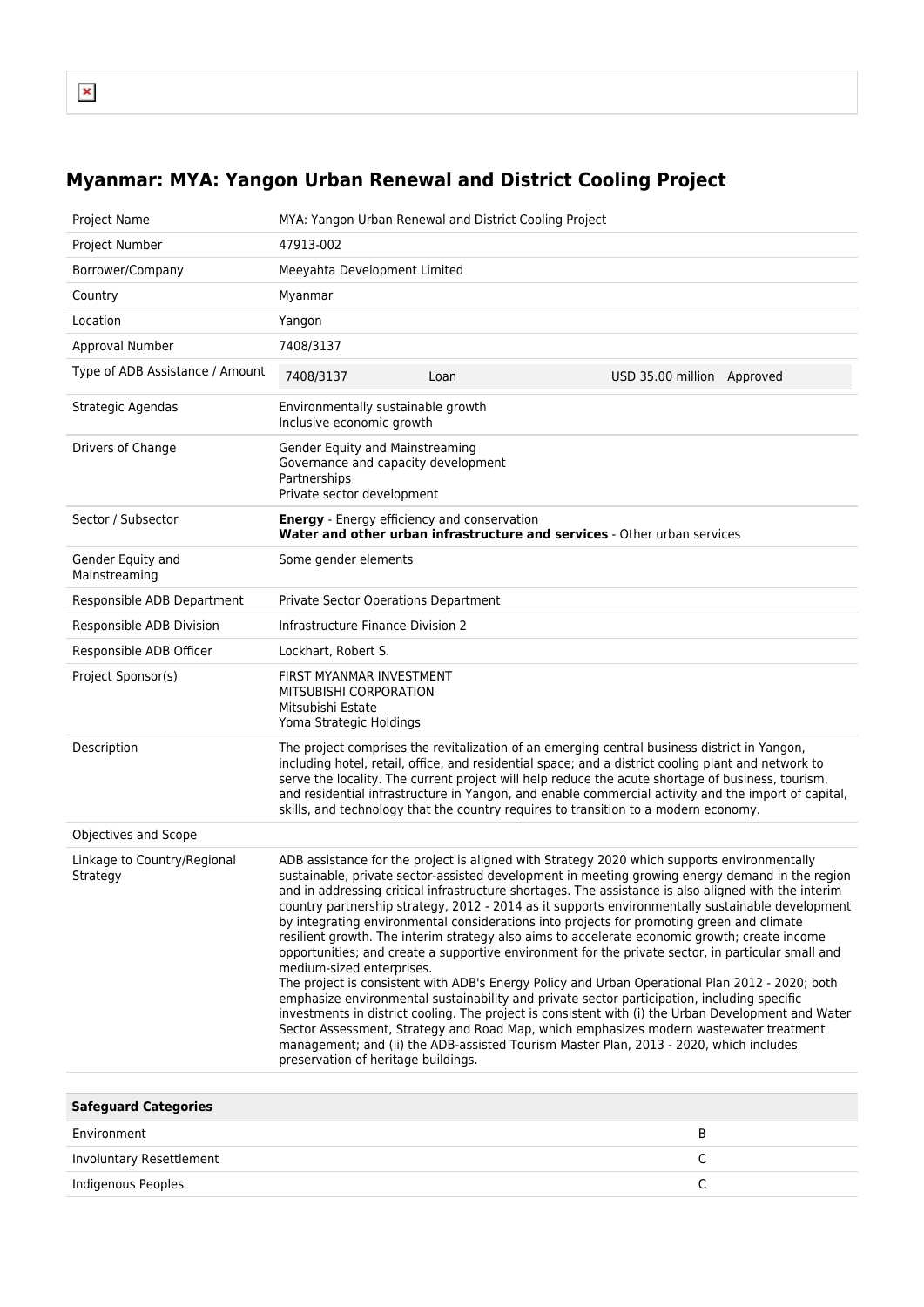# Myanmar: MYA: Yangon Urban Renewal and District Cooling Project

| | |
|---|---|
| Project Name | MYA: Yangon Urban Renewal and District Cooling Project |
| Project Number | 47913-002 |
| Borrower/Company | Meeyahta Development Limited |
| Country | Myanmar |
| Location | Yangon |
| Approval Number | 7408/3137 |
| Type of ADB Assistance / Amount | 7408/3137 Loan USD 35.00 million Approved |
| Strategic Agendas | Environmentally sustainable growth<br>Inclusive economic growth |
| Drivers of Change | Gender Equity and Mainstreaming<br>Governance and capacity development<br>Partnerships<br>Private sector development |
| Sector / Subsector | **Energy** - Energy efficiency and conservation<br>**Water and other urban infrastructure and services** - Other urban services |
| Gender Equity and Mainstreaming | Some gender elements |
| Responsible ADB Department | Private Sector Operations Department |
| Responsible ADB Division | Infrastructure Finance Division 2 |
| Responsible ADB Officer | Lockhart, Robert S. |
| Project Sponsor(s) | FIRST MYANMAR INVESTMENT<br>MITSUBISHI CORPORATION<br>Mitsubishi Estate<br>Yoma Strategic Holdings |
| Description | The project comprises the revitalization of an emerging central business district in Yangon, including hotel, retail, office, and residential space; and a district cooling plant and network to serve the locality. The current project will help reduce the acute shortage of business, tourism, and residential infrastructure in Yangon, and enable commercial activity and the import of capital, skills, and technology that the country requires to transition to a modern economy. |
| Objectives and Scope | |
| Linkage to Country/Regional Strategy | ADB assistance for the project is aligned with Strategy 2020 which supports environmentally sustainable, private sector-assisted development in meeting growing energy demand in the region and in addressing critical infrastructure shortages. The assistance is also aligned with the interim country partnership strategy, 2012 - 2014 as it supports environmentally sustainable development by integrating environmental considerations into projects for promoting green and climate resilient growth. The interim strategy also aims to accelerate economic growth; create income opportunities; and create a supportive environment for the private sector, in particular small and medium-sized enterprises.<br>The project is consistent with ADB's Energy Policy and Urban Operational Plan 2012 - 2020; both emphasize environmental sustainability and private sector participation, including specific investments in district cooling. The project is consistent with (i) the Urban Development and Water Sector Assessment, Strategy and Road Map, which emphasizes modern wastewater treatment management; and (ii) the ADB-assisted Tourism Master Plan, 2013 - 2020, which includes preservation of heritage buildings. |

| Safeguard Categories | |
|---|---|
| Environment | B |
| Involuntary Resettlement | C |
| Indigenous Peoples | C |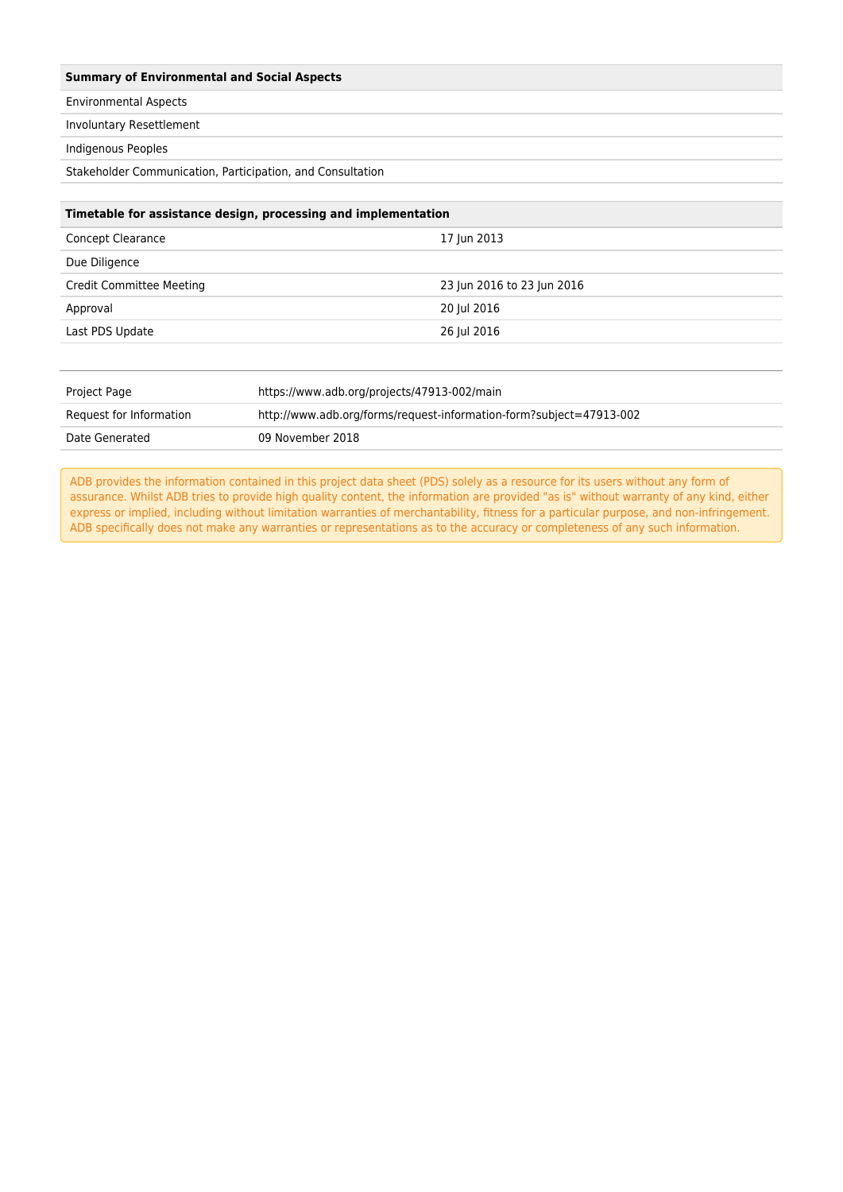| Summary of Environmental and Social Aspects |
| --- |
| Environmental Aspects |
| Involuntary Resettlement |
| Indigenous Peoples |
| Stakeholder Communication, Participation, and Consultation |

| Timetable for assistance design, processing and implementation | |
| --- | --- |
| Concept Clearance | 17 Jun 2013 |
| Due Diligence | |
| Credit Committee Meeting | 23 Jun 2016 to 23 Jun 2016 |
| Approval | 20 Jul 2016 |
| Last PDS Update | 26 Jul 2016 |

| | |
| --- | --- |
| Project Page | https://www.adb.org/projects/47913-002/main |
| Request for Information | http://www.adb.org/forms/request-information-form?subject=47913-002 |
| Date Generated | 09 November 2018 |

ADB provides the information contained in this project data sheet (PDS) solely as a resource for its users without any form of assurance. Whilst ADB tries to provide high quality content, the information are provided "as is" without warranty of any kind, either express or implied, including without limitation warranties of merchantability, fitness for a particular purpose, and non-infringement. ADB specifically does not make any warranties or representations as to the accuracy or completeness of any such information.